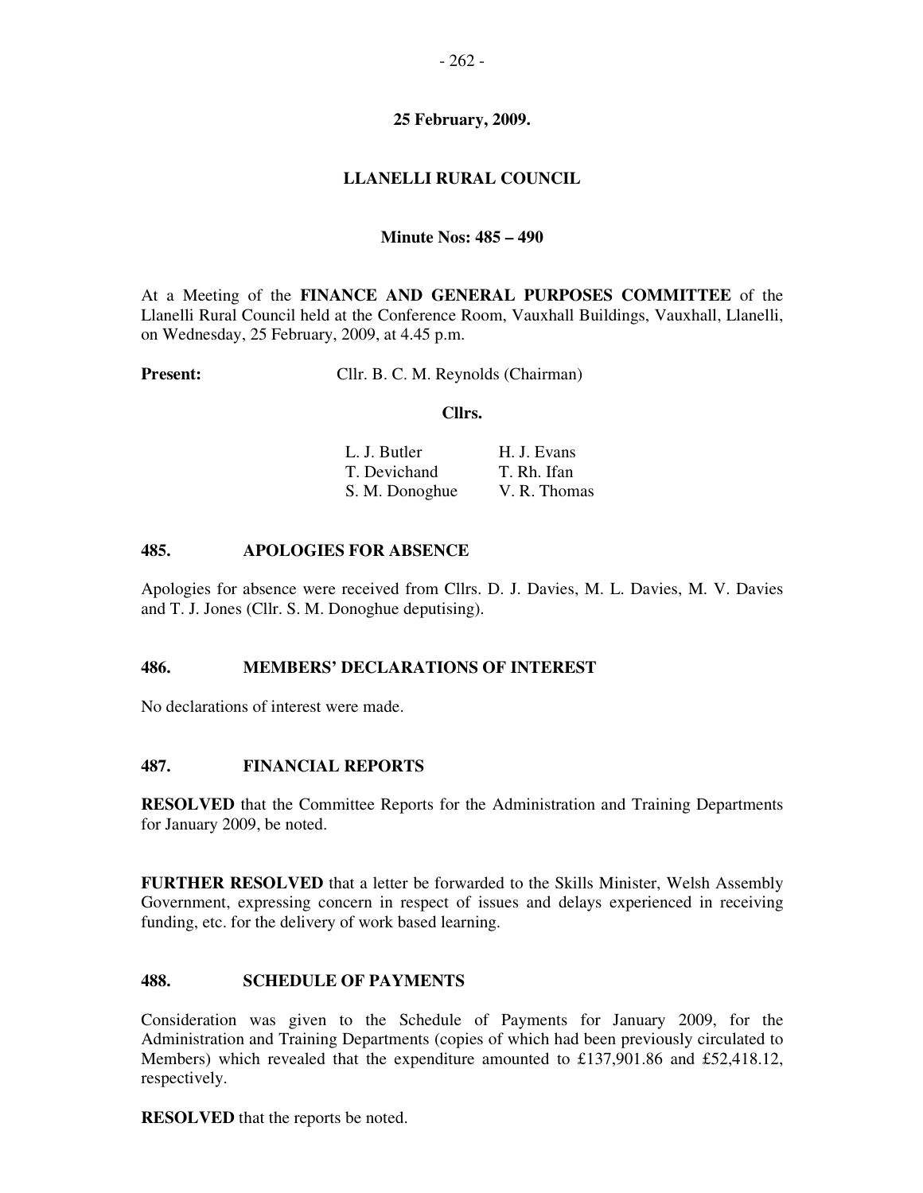**25 February, 2009.**

**LLANELLI RURAL COUNCIL**

**Minute Nos: 485 – 490**

At a Meeting of the **FINANCE AND GENERAL PURPOSES COMMITTEE** of the Llanelli Rural Council held at the Conference Room, Vauxhall Buildings, Vauxhall, Llanelli, on Wednesday, 25 February, 2009, at 4.45 p.m.

**Present:** Cllr. B. C. M. Reynolds (Chairman)

**Cllrs.**

| | |
|---|---|
| L. J. Butler | H. J. Evans |
| T. Devichand | T. Rh. Ifan |
| S. M. Donoghue | V. R. Thomas |

### 485. APOLOGIES FOR ABSENCE

Apologies for absence were received from Cllrs. D. J. Davies, M. L. Davies, M. V. Davies and T. J. Jones (Cllr. S. M. Donoghue deputising).

### 486. MEMBERS' DECLARATIONS OF INTEREST

No declarations of interest were made.

### 487. FINANCIAL REPORTS

**RESOLVED** that the Committee Reports for the Administration and Training Departments for January 2009, be noted.

**FURTHER RESOLVED** that a letter be forwarded to the Skills Minister, Welsh Assembly Government, expressing concern in respect of issues and delays experienced in receiving funding, etc. for the delivery of work based learning.

### 488. SCHEDULE OF PAYMENTS

Consideration was given to the Schedule of Payments for January 2009, for the Administration and Training Departments (copies of which had been previously circulated to Members) which revealed that the expenditure amounted to £137,901.86 and £52,418.12, respectively.

**RESOLVED** that the reports be noted.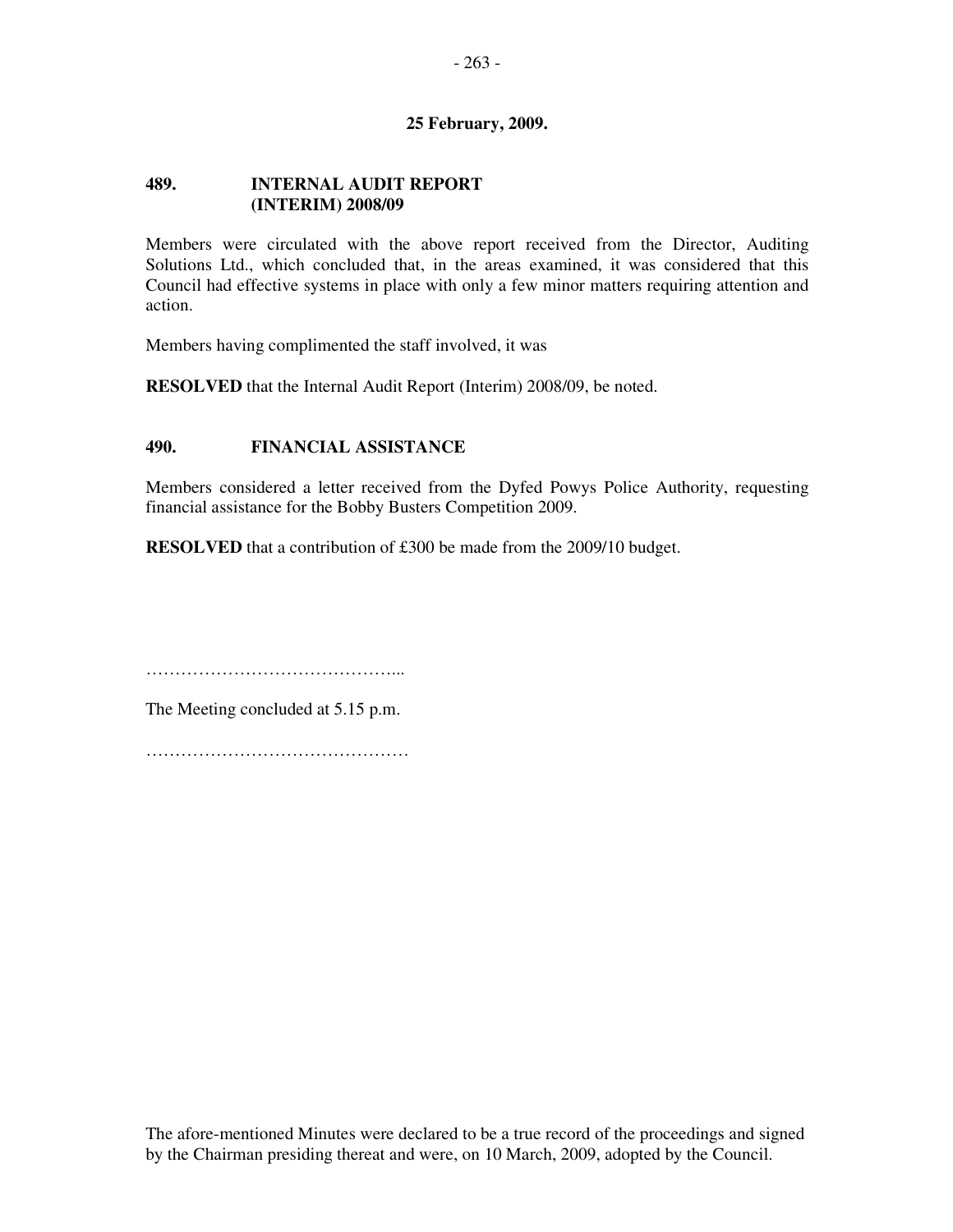**25 February, 2009.**

## 489. INTERNAL AUDIT REPORT (INTERIM) 2008/09

Members were circulated with the above report received from the Director, Auditing Solutions Ltd., which concluded that, in the areas examined, it was considered that this Council had effective systems in place with only a few minor matters requiring attention and action.

Members having complimented the staff involved, it was

**RESOLVED** that the Internal Audit Report (Interim) 2008/09, be noted.

## 490. FINANCIAL ASSISTANCE

Members considered a letter received from the Dyfed Powys Police Authority, requesting financial assistance for the Bobby Busters Competition 2009.

**RESOLVED** that a contribution of £300 be made from the 2009/10 budget.

……………………………………...

The Meeting concluded at 5.15 p.m.

………………………………………

The afore-mentioned Minutes were declared to be a true record of the proceedings and signed by the Chairman presiding thereat and were, on 10 March, 2009, adopted by the Council.